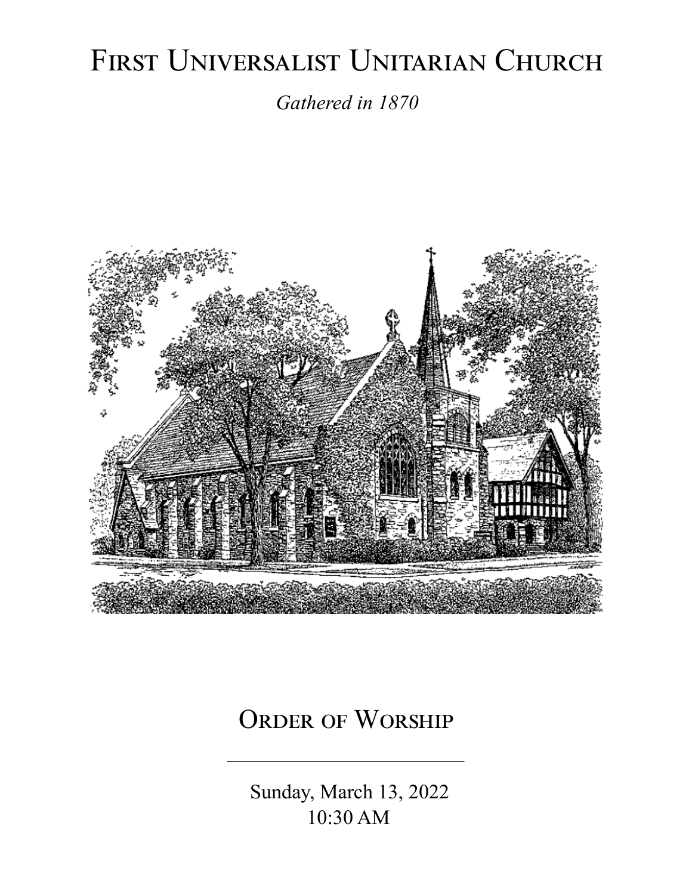# First Universalist Unitarian Church

*Gathered in 1870*

## Order of Worship

---

Sunday, March 13, 2022

10:30 AM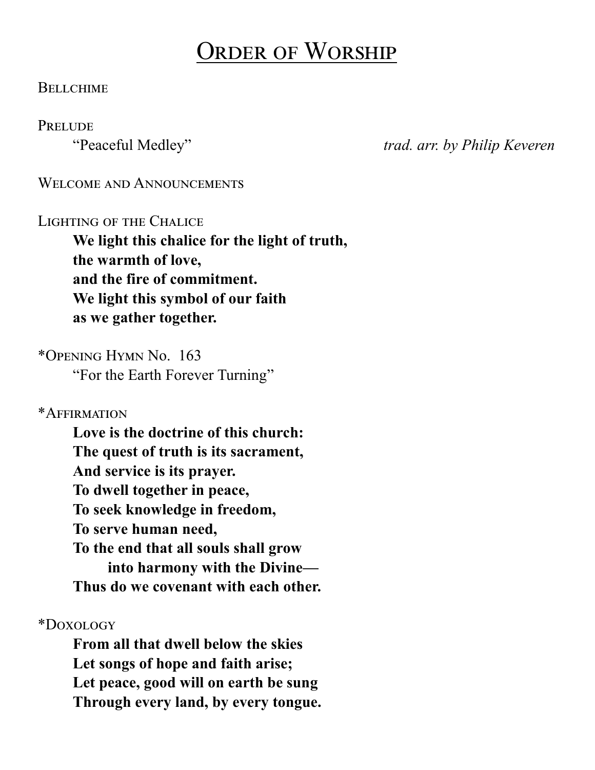# Order of Worship

Bellchime

Prelude

"Peaceful Medley" *trad. arr. by Philip Keveren*

Welcome and Announcements

Lighting of the Chalice

**We light this chalice for the light of truth,**
**the warmth of love,**
**and the fire of commitment.**
**We light this symbol of our faith**
**as we gather together.**

*Opening Hymn No. 163

"For the Earth Forever Turning"

*Affirmation

**Love is the doctrine of this church:**
**The quest of truth is its sacrament,**
**And service is its prayer.**
**To dwell together in peace,**
**To seek knowledge in freedom,**
**To serve human need,**
**To the end that all souls shall grow**
**into harmony with the Divine—**
**Thus do we covenant with each other.**

*Doxology

**From all that dwell below the skies**
**Let songs of hope and faith arise;**
**Let peace, good will on earth be sung**
**Through every land, by every tongue.**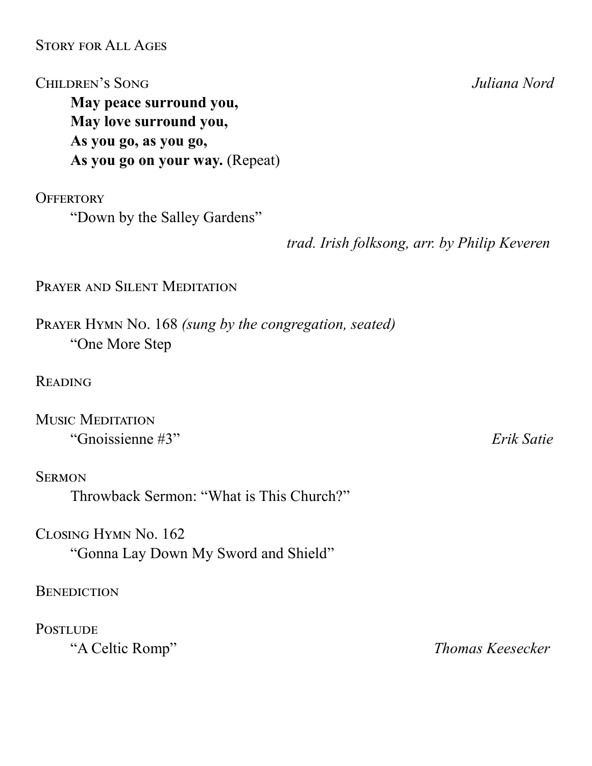Story for All Ages

Children's Song *Juliana Nord*

**May peace surround you,**
**May love surround you,**
**As you go, as you go,**
**As you go on your way.** (Repeat)

Offertory

"Down by the Salley Gardens"

*trad. Irish folksong, arr. by Philip Keveren*

Prayer and Silent Meditation

Prayer Hymn No. 168 *(sung by the congregation, seated)*

"One More Step

Reading

Music Meditation

"Gnoissienne #3" *Erik Satie*

Sermon

Throwback Sermon: "What is This Church?"

Closing Hymn No. 162

"Gonna Lay Down My Sword and Shield"

Benediction

Postlude

"A Celtic Romp" *Thomas Keesecker*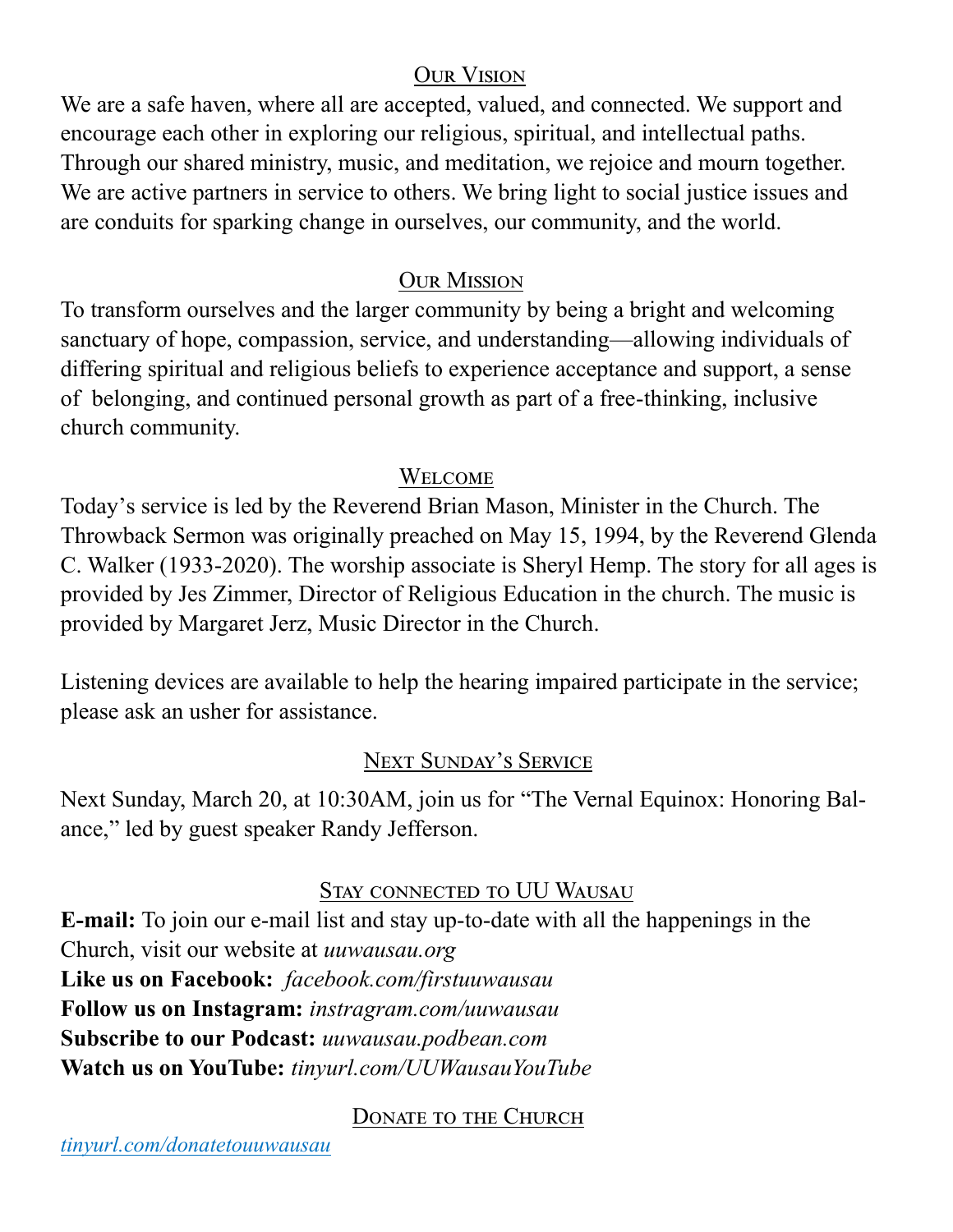## Our Vision

We are a safe haven, where all are accepted, valued, and connected. We support and encourage each other in exploring our religious, spiritual, and intellectual paths. Through our shared ministry, music, and meditation, we rejoice and mourn together. We are active partners in service to others. We bring light to social justice issues and are conduits for sparking change in ourselves, our community, and the world.

## Our Mission

To transform ourselves and the larger community by being a bright and welcoming sanctuary of hope, compassion, service, and understanding—allowing individuals of differing spiritual and religious beliefs to experience acceptance and support, a sense of belonging, and continued personal growth as part of a free-thinking, inclusive church community.

## Welcome

Today's service is led by the Reverend Brian Mason, Minister in the Church. The Throwback Sermon was originally preached on May 15, 1994, by the Reverend Glenda C. Walker (1933-2020). The worship associate is Sheryl Hemp. The story for all ages is provided by Jes Zimmer, Director of Religious Education in the church. The music is provided by Margaret Jerz, Music Director in the Church.

Listening devices are available to help the hearing impaired participate in the service; please ask an usher for assistance.

## Next Sunday's Service

Next Sunday, March 20, at 10:30AM, join us for "The Vernal Equinox: Honoring Balance," led by guest speaker Randy Jefferson.

## Stay connected to UU Wausau

**E-mail:** To join our e-mail list and stay up-to-date with all the happenings in the Church, visit our website at *uuwausau.org*
**Like us on Facebook:** *facebook.com/firstuuwausau*
**Follow us on Instagram:** *instragram.com/uuwausau*
**Subscribe to our Podcast:** *uuwausau.podbean.com*
**Watch us on YouTube:** *tinyurl.com/UUWausauYouTube*

## Donate to the Church

*tinyurl.com/donatetouuwausau*